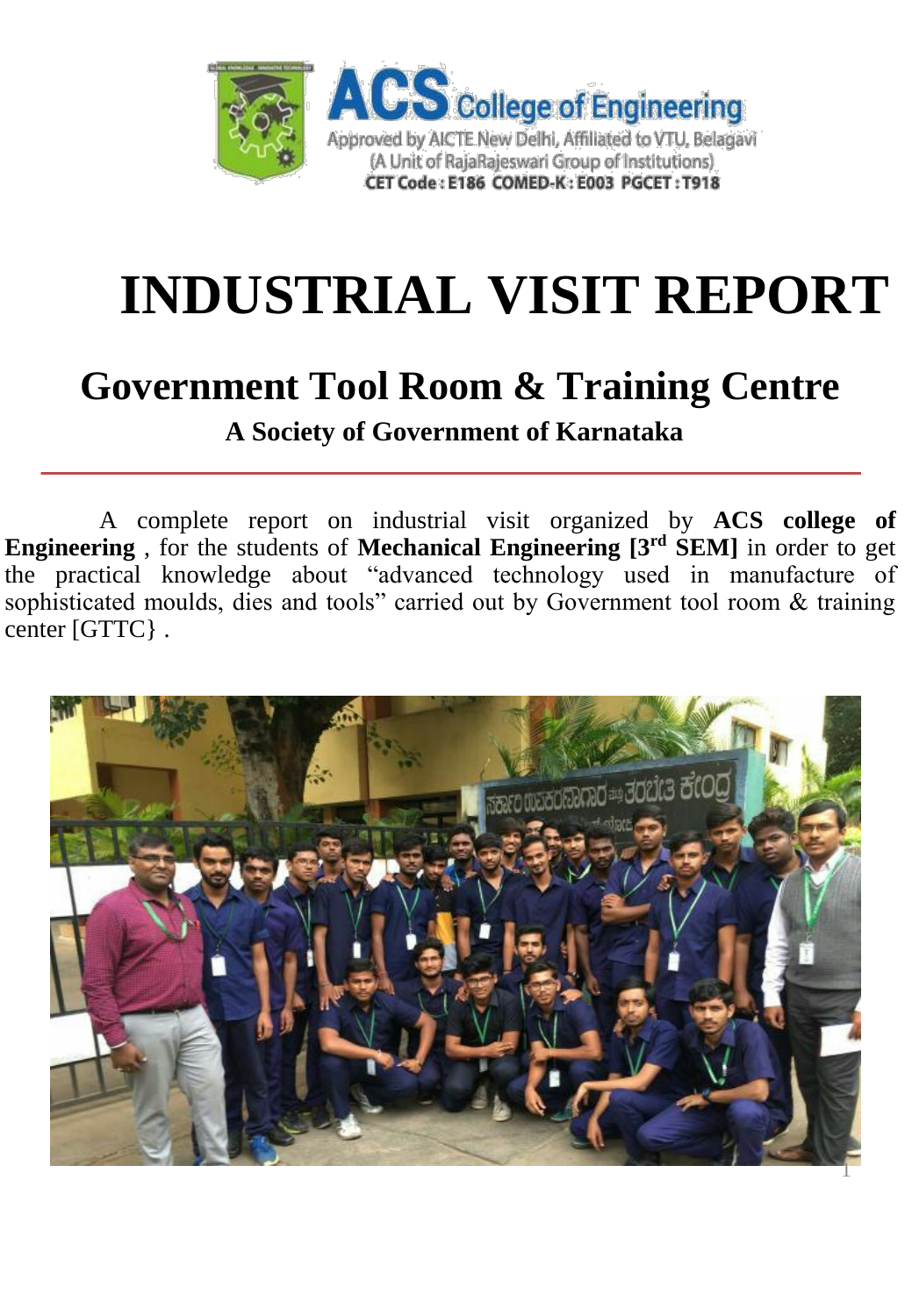ACS College of Engineering

Approved by AICTE New Delhi, Affiliated to VTU, Belagavi

(A Unit of RajaRajeswari Group of Institutions)

CET Code : E186 COMED-K : E003 PGCET : T918

# INDUSTRIAL VISIT REPORT

## Government Tool Room & Training Centre

**A Society of Government of Karnataka**

A complete report on industrial visit organized by **ACS college of Engineering** , for the students of **Mechanical Engineering [3rd SEM]** in order to get the practical knowledge about "advanced technology used in manufacture of sophisticated moulds, dies and tools" carried out by Government tool room & training center [GTTC} .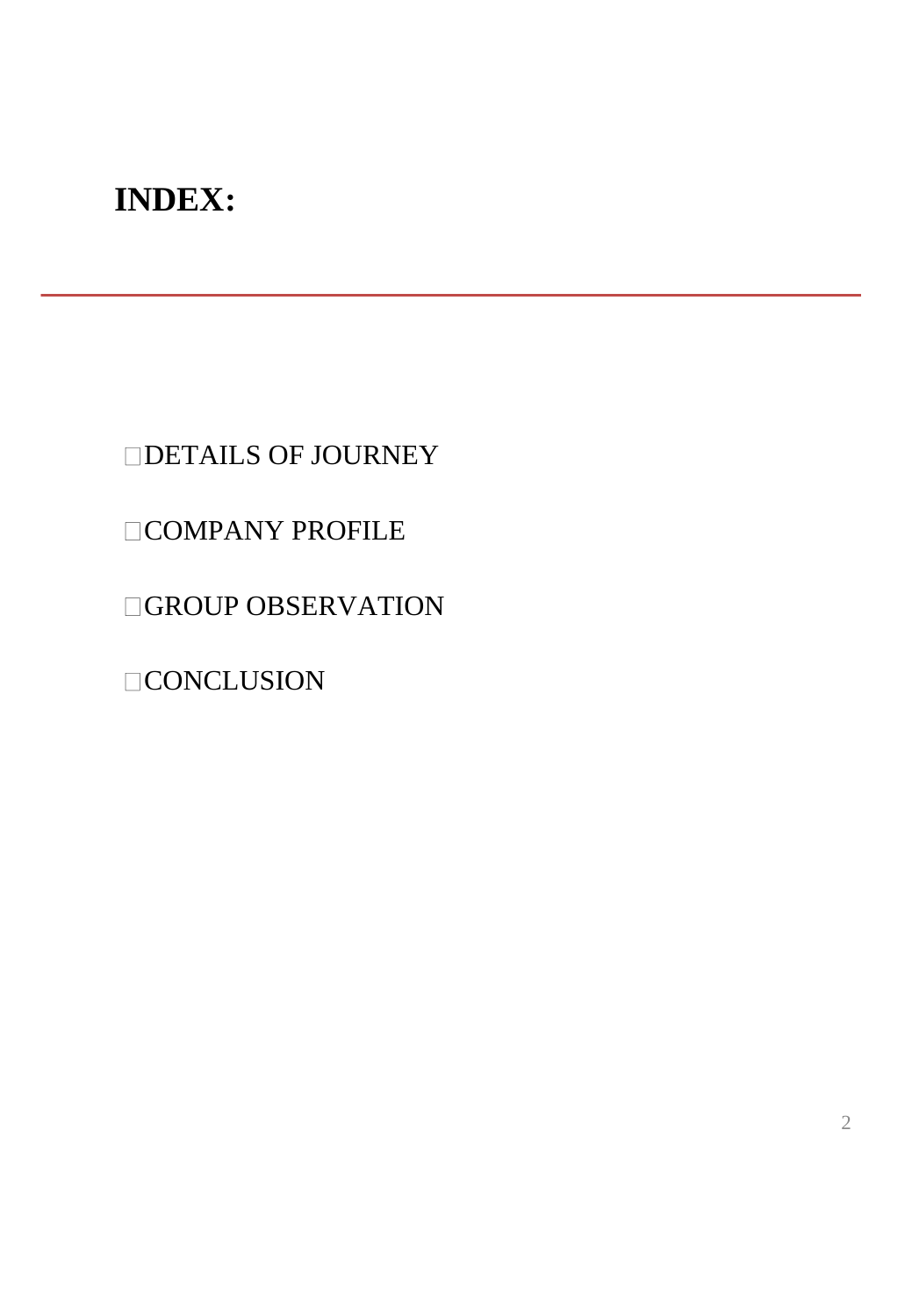# INDEX:

---

- DETAILS OF JOURNEY
- COMPANY PROFILE
- GROUP OBSERVATION
- CONCLUSION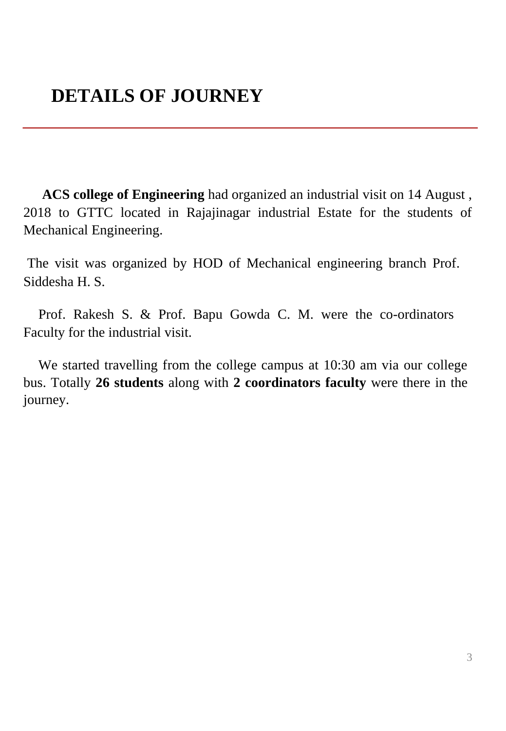# DETAILS OF JOURNEY

**ACS college of Engineering** had organized an industrial visit on 14 August , 2018 to GTTC located in Rajajinagar industrial Estate for the students of Mechanical Engineering.

The visit was organized by HOD of Mechanical engineering branch Prof. Siddesha H. S.

Prof. Rakesh S. & Prof. Bapu Gowda C. M. were the co-ordinators Faculty for the industrial visit.

We started travelling from the college campus at 10:30 am via our college bus. Totally **26 students** along with **2 coordinators faculty** were there in the journey.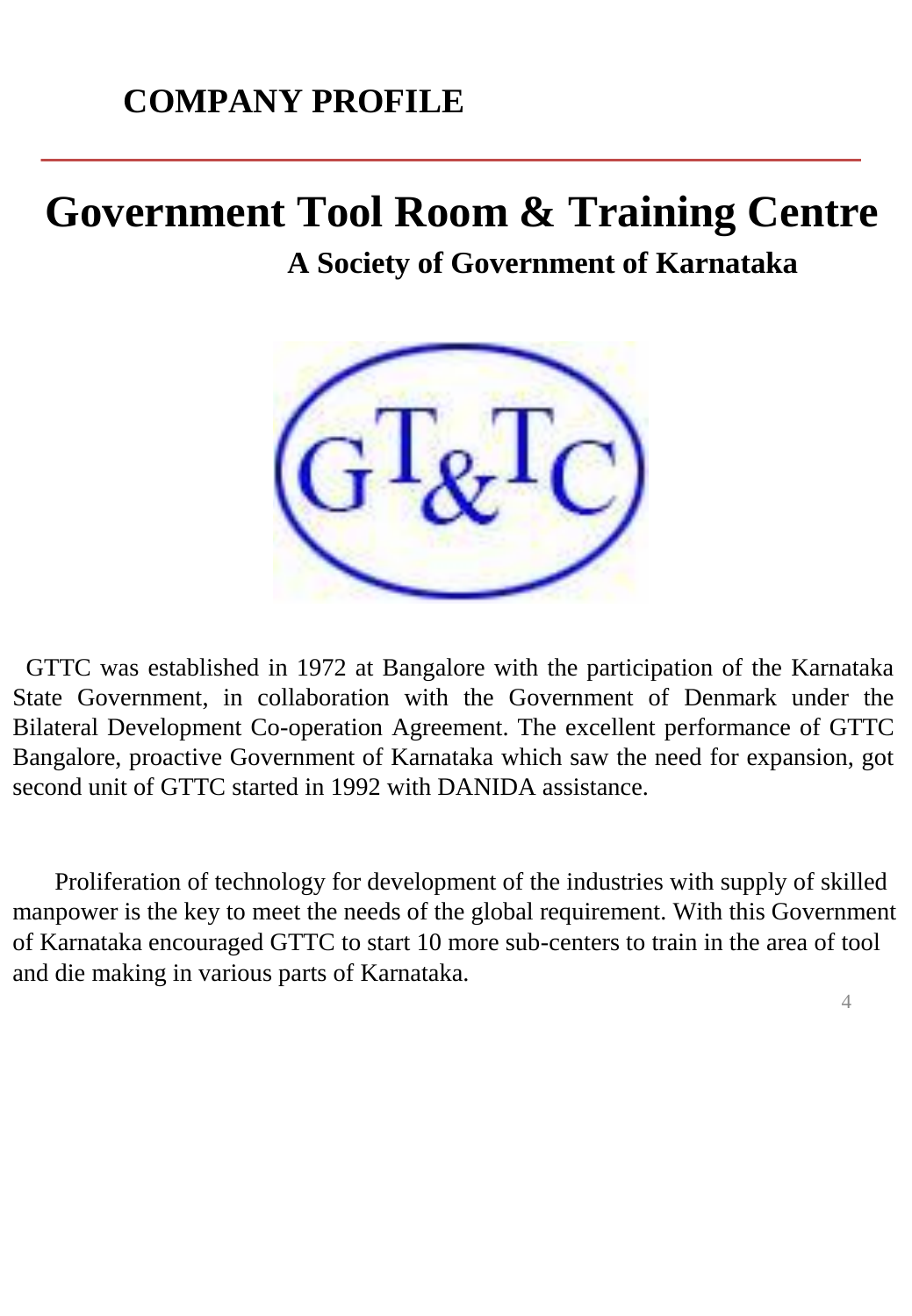# COMPANY PROFILE

# Government Tool Room & Training Centre

**A Society of Government of Karnataka**

GTTC was established in 1972 at Bangalore with the participation of the Karnataka State Government, in collaboration with the Government of Denmark under the Bilateral Development Co-operation Agreement. The excellent performance of GTTC Bangalore, proactive Government of Karnataka which saw the need for expansion, got second unit of GTTC started in 1992 with DANIDA assistance.

Proliferation of technology for development of the industries with supply of skilled manpower is the key to meet the needs of the global requirement. With this Government of Karnataka encouraged GTTC to start 10 more sub-centers to train in the area of tool and die making in various parts of Karnataka.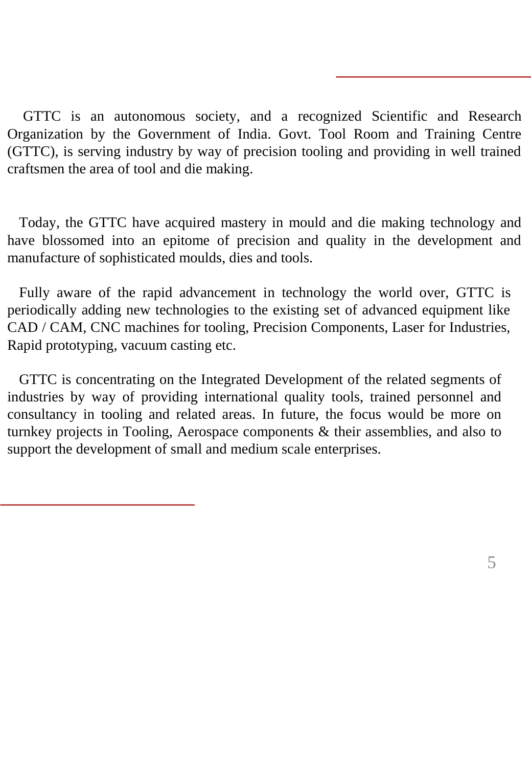GTTC is an autonomous society, and a recognized Scientific and Research Organization by the Government of India. Govt. Tool Room and Training Centre (GTTC), is serving industry by way of precision tooling and providing in well trained craftsmen the area of tool and die making.

Today, the GTTC have acquired mastery in mould and die making technology and have blossomed into an epitome of precision and quality in the development and manufacture of sophisticated moulds, dies and tools.

Fully aware of the rapid advancement in technology the world over, GTTC is periodically adding new technologies to the existing set of advanced equipment like CAD / CAM, CNC machines for tooling, Precision Components, Laser for Industries, Rapid prototyping, vacuum casting etc.

GTTC is concentrating on the Integrated Development of the related segments of industries by way of providing international quality tools, trained personnel and consultancy in tooling and related areas. In future, the focus would be more on turnkey projects in Tooling, Aerospace components & their assemblies, and also to support the development of small and medium scale enterprises.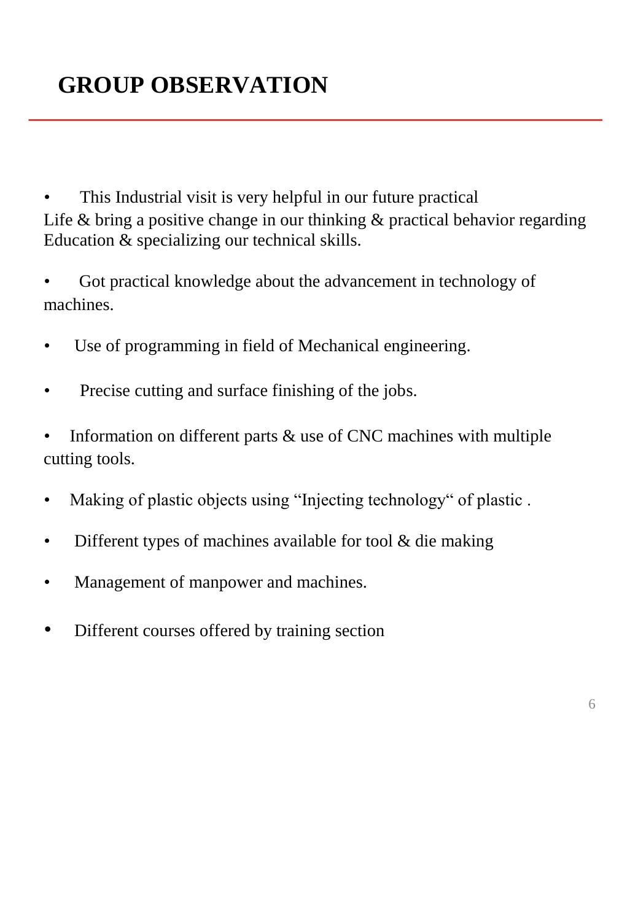# GROUP OBSERVATION

- This Industrial visit is very helpful in our future practical Life & bring a positive change in our thinking & practical behavior regarding Education & specializing our technical skills.
- Got practical knowledge about the advancement in technology of machines.
- Use of programming in field of Mechanical engineering.
- Precise cutting and surface finishing of the jobs.
- Information on different parts & use of CNC machines with multiple cutting tools.
- Making of plastic objects using "Injecting technology" of plastic .
- Different types of machines available for tool & die making
- Management of manpower and machines.
- Different courses offered by training section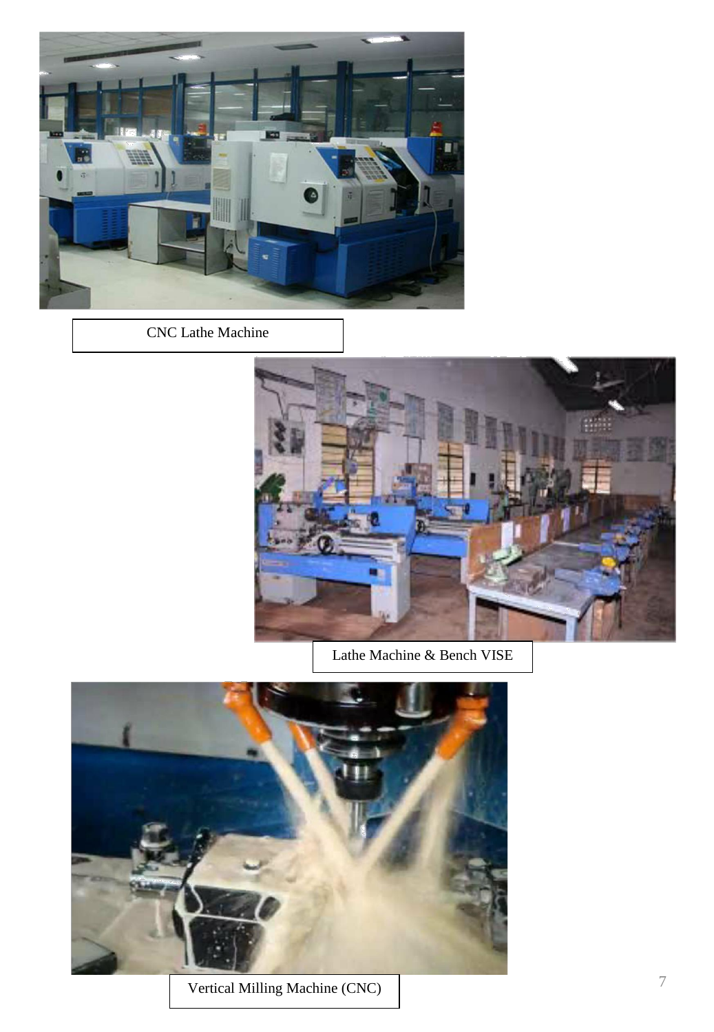CNC Lathe Machine

Lathe Machine & Bench VISE

Vertical Milling Machine (CNC)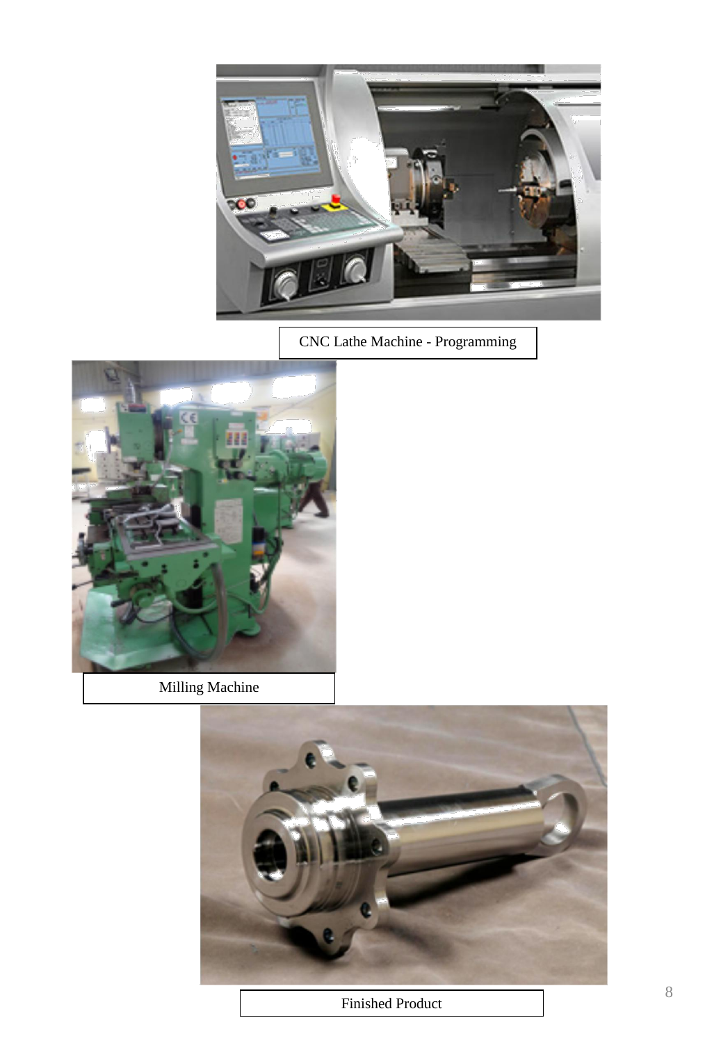CNC Lathe Machine - Programming

Milling Machine

Finished Product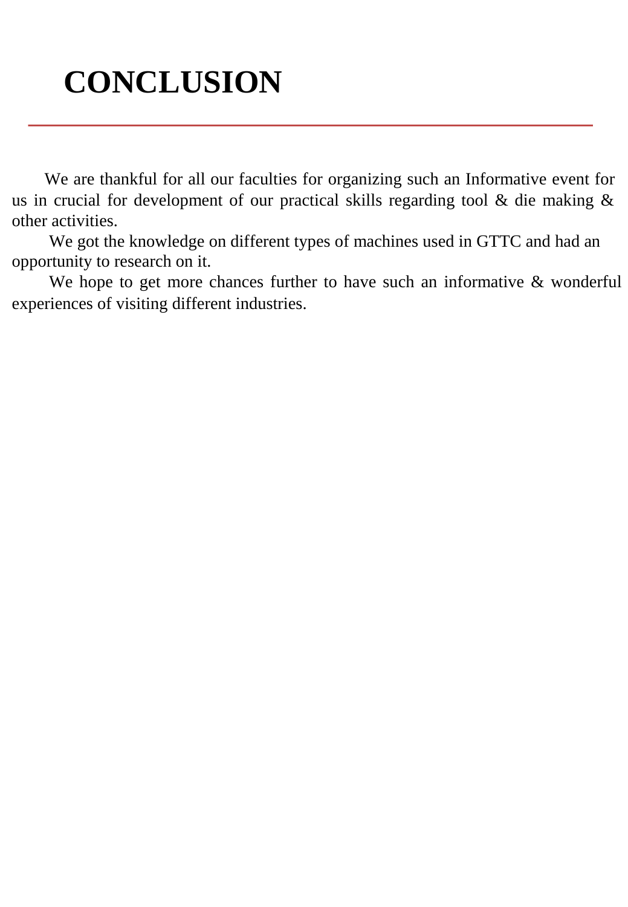# CONCLUSION

We are thankful for all our faculties for organizing such an Informative event for us in crucial for development of our practical skills regarding tool & die making & other activities.

We got the knowledge on different types of machines used in GTTC and had an opportunity to research on it.

We hope to get more chances further to have such an informative & wonderful experiences of visiting different industries.